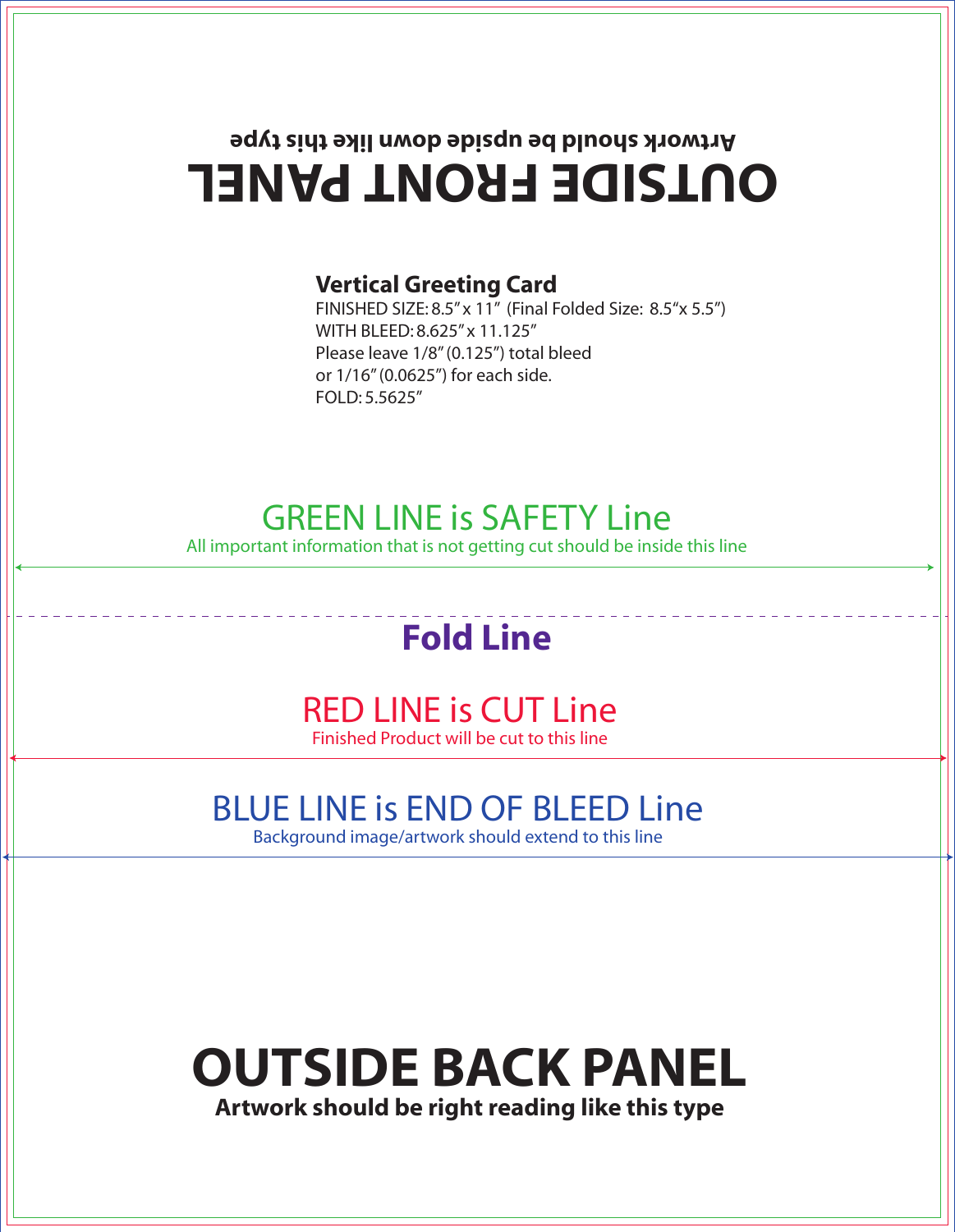Artwork should be upside down like this type

# OUTSIDE FRONT PANEL

**Vertical Greeting Card**

FINISHED SIZE: 8.5" x 11" (Final Folded Size: 8.5"x 5.5")
WITH BLEED: 8.625" x 11.125"
Please leave 1/8" (0.125") total bleed
or 1/16" (0.0625") for each side.
FOLD: 5.5625"

## GREEN LINE is SAFETY Line

All important information that is not getting cut should be inside this line

## Fold Line

## RED LINE is CUT Line

Finished Product will be cut to this line

## BLUE LINE is END OF BLEED Line

Background image/artwork should extend to this line

# OUTSIDE BACK PANEL

**Artwork should be right reading like this type**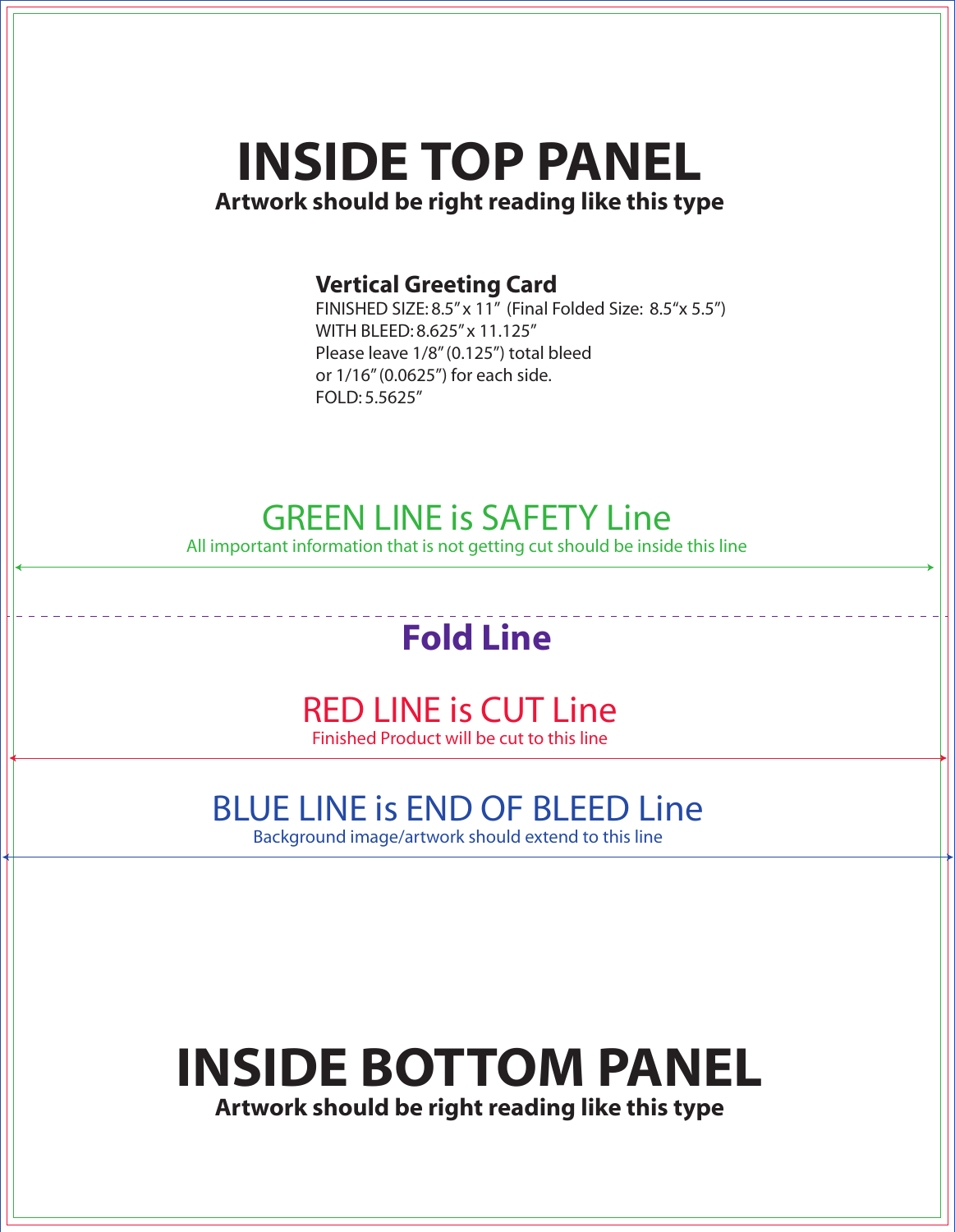# INSIDE TOP PANEL

**Artwork should be right reading like this type**

**Vertical Greeting Card**

FINISHED SIZE: 8.5" x 11" (Final Folded Size: 8.5"x 5.5")
WITH BLEED: 8.625" x 11.125"
Please leave 1/8" (0.125") total bleed
or 1/16" (0.0625") for each side.
FOLD: 5.5625"

GREEN LINE is SAFETY Line

All important information that is not getting cut should be inside this line

**Fold Line**

RED LINE is CUT Line

Finished Product will be cut to this line

BLUE LINE is END OF BLEED Line

Background image/artwork should extend to this line

# INSIDE BOTTOM PANEL

**Artwork should be right reading like this type**